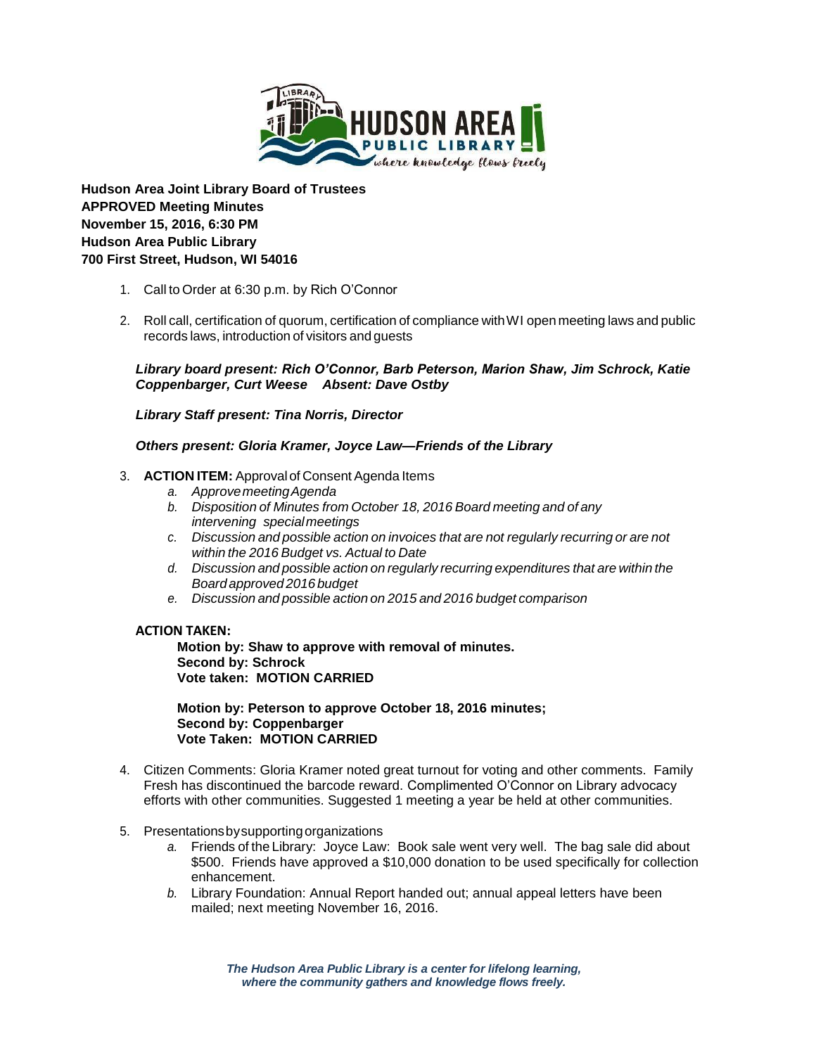**Hudson Area Joint Library Board of Trustees**
**APPROVED Meeting Minutes**
**November 15, 2016, 6:30 PM**
**Hudson Area Public Library**
**700 First Street, Hudson, WI 54016**

1. Call to Order at 6:30 p.m. by Rich O'Connor

2. Roll call, certification of quorum, certification of compliance with WI open meeting laws and public records laws, introduction of visitors and guests

   ***Library board present: Rich O'Connor, Barb Peterson, Marion Shaw, Jim Schrock, Katie Coppenbarger, Curt Weese Absent: Dave Ostby***

   ***Library Staff present: Tina Norris, Director***

   ***Others present: Gloria Kramer, Joyce Law—Friends of the Library***

3. **ACTION ITEM:** Approval of Consent Agenda Items
   a. *Approve meeting Agenda*
   b. *Disposition of Minutes from October 18, 2016 Board meeting and of any intervening special meetings*
   c. *Discussion and possible action on invoices that are not regularly recurring or are not within the 2016 Budget vs. Actual to Date*
   d. *Discussion and possible action on regularly recurring expenditures that are within the Board approved 2016 budget*
   e. *Discussion and possible action on 2015 and 2016 budget comparison*

   **ACTION TAKEN:**

   **Motion by: Shaw to approve with removal of minutes.**
   **Second by: Schrock**
   **Vote taken: MOTION CARRIED**

   **Motion by: Peterson to approve October 18, 2016 minutes;**
   **Second by: Coppenbarger**
   **Vote Taken: MOTION CARRIED**

4. Citizen Comments: Gloria Kramer noted great turnout for voting and other comments. Family Fresh has discontinued the barcode reward. Complimented O'Connor on Library advocacy efforts with other communities. Suggested 1 meeting a year be held at other communities.

5. Presentations by supporting organizations
   a. Friends of the Library: Joyce Law: Book sale went very well. The bag sale did about $500. Friends have approved a $10,000 donation to be used specifically for collection enhancement.
   b. Library Foundation: Annual Report handed out; annual appeal letters have been mailed; next meeting November 16, 2016.

***The Hudson Area Public Library is a center for lifelong learning, where the community gathers and knowledge flows freely.***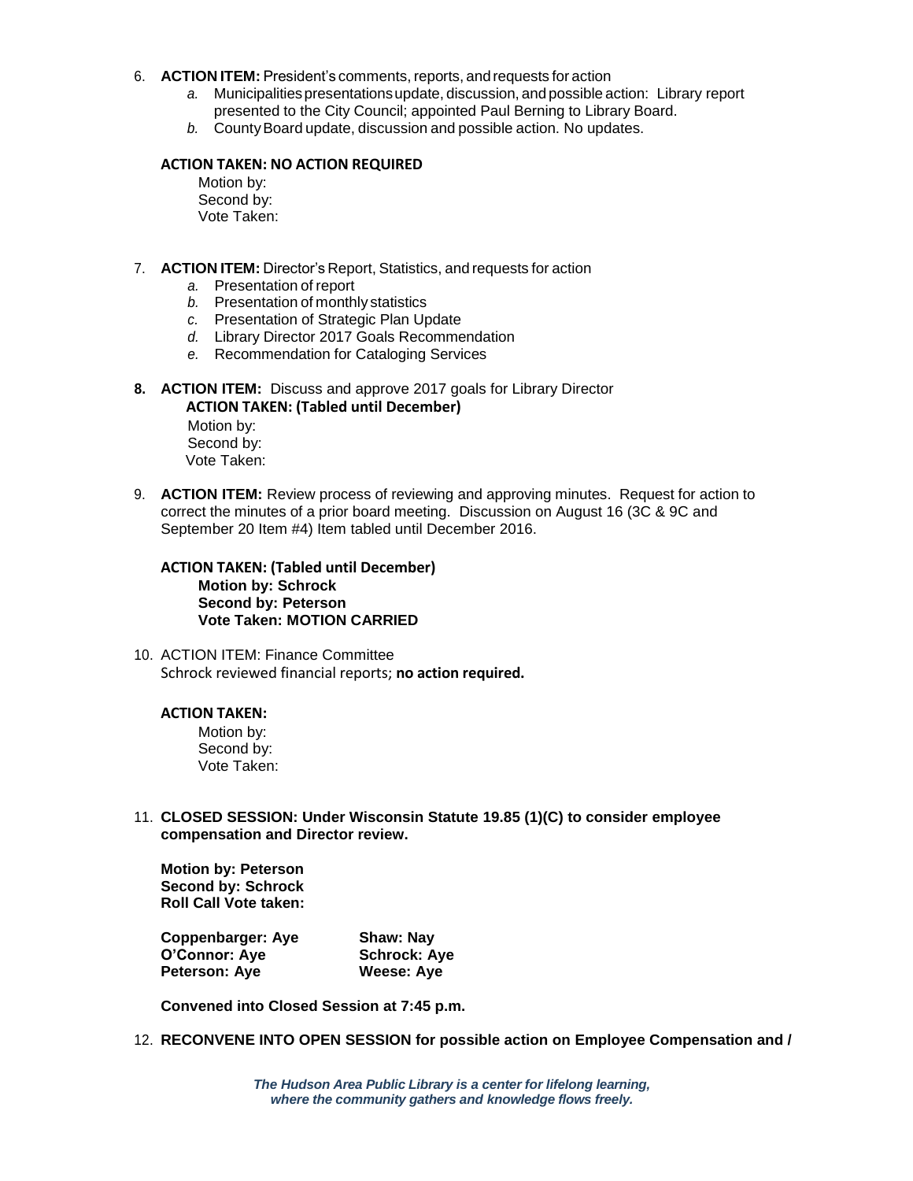6. **ACTION ITEM:** President's comments, reports, and requests for action
   *a.* Municipalities presentations update, discussion, and possible action: Library report presented to the City Council; appointed Paul Berning to Library Board.
   *b.* County Board update, discussion and possible action. No updates.

   **ACTION TAKEN: NO ACTION REQUIRED**
   Motion by:
   Second by:
   Vote Taken:

7. **ACTION ITEM:** Director's Report, Statistics, and requests for action
   *a.* Presentation of report
   *b.* Presentation of monthly statistics
   *c.* Presentation of Strategic Plan Update
   *d.* Library Director 2017 Goals Recommendation
   *e.* Recommendation for Cataloging Services

8. **ACTION ITEM:** Discuss and approve 2017 goals for Library Director
   **ACTION TAKEN: (Tabled until December)**
   Motion by:
   Second by:
   Vote Taken:

9. **ACTION ITEM:** Review process of reviewing and approving minutes. Request for action to correct the minutes of a prior board meeting. Discussion on August 16 (3C & 9C and September 20 Item #4) Item tabled until December 2016.

   **ACTION TAKEN: (Tabled until December)**
   **Motion by: Schrock**
   **Second by: Peterson**
   **Vote Taken: MOTION CARRIED**

10. ACTION ITEM: Finance Committee
    Schrock reviewed financial reports; **no action required.**

    **ACTION TAKEN:**
    Motion by:
    Second by:
    Vote Taken:

11. **CLOSED SESSION: Under Wisconsin Statute 19.85 (1)(C) to consider employee compensation and Director review.**

    **Motion by: Peterson**
    **Second by: Schrock**
    **Roll Call Vote taken:**

    **Coppenbarger: Aye** | **Shaw: Nay**
    **O'Connor: Aye** | **Schrock: Aye**
    **Peterson: Aye** | **Weese: Aye**

    **Convened into Closed Session at 7:45 p.m.**

12. **RECONVENE INTO OPEN SESSION for possible action on Employee Compensation and /**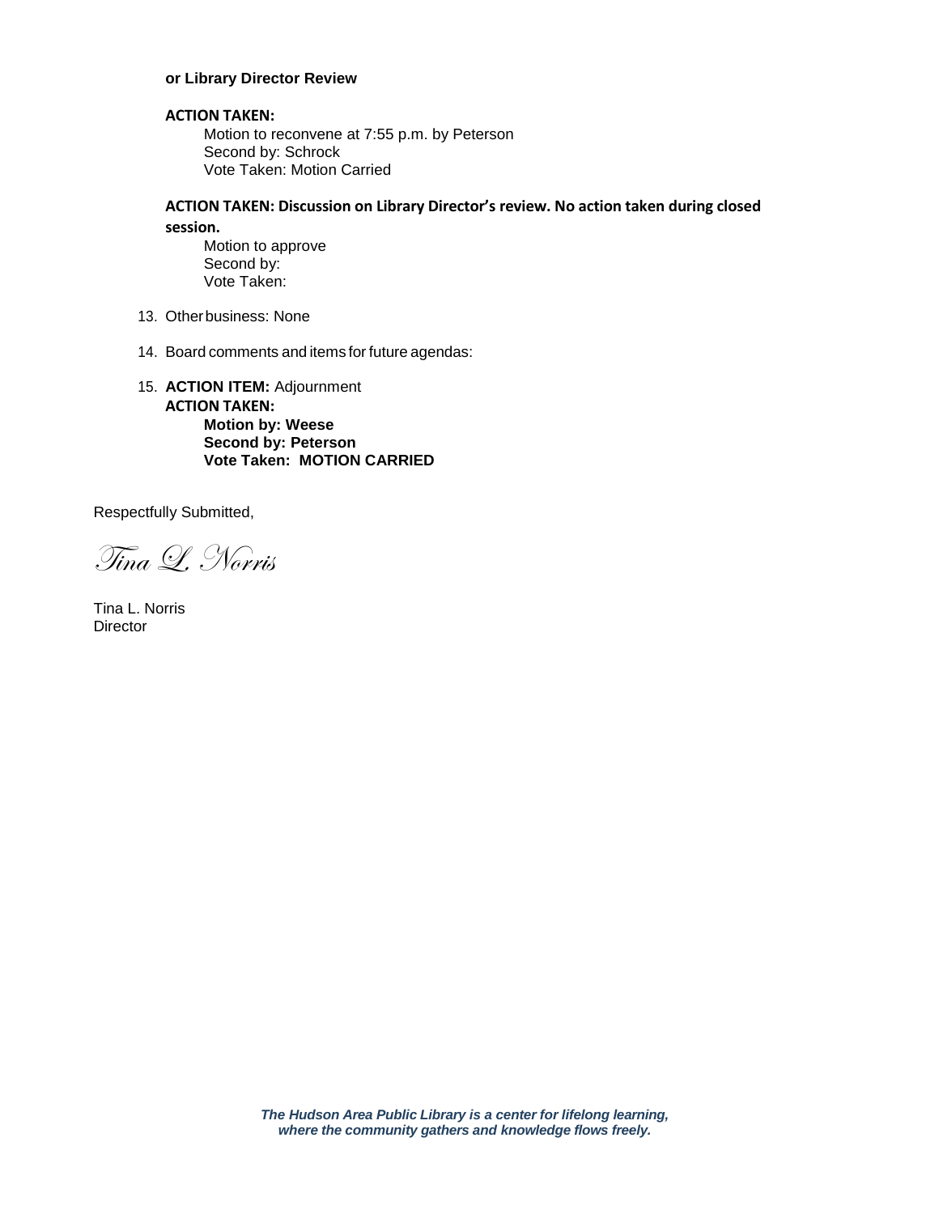**or Library Director Review**

**ACTION TAKEN:**

Motion to reconvene at 7:55 p.m. by Peterson
Second by: Schrock
Vote Taken: Motion Carried

**ACTION TAKEN: Discussion on Library Director's review. No action taken during closed session.**

Motion to approve
Second by:
Vote Taken:

13. Other business: None

14. Board comments and items for future agendas:

15. **ACTION ITEM:** Adjournment
    **ACTION TAKEN:**
    **Motion by: Weese**
    **Second by: Peterson**
    **Vote Taken: MOTION CARRIED**

Respectfully Submitted,

*Tina L. Norris*

Tina L. Norris
Director

***The Hudson Area Public Library is a center for lifelong learning, where the community gathers and knowledge flows freely.***